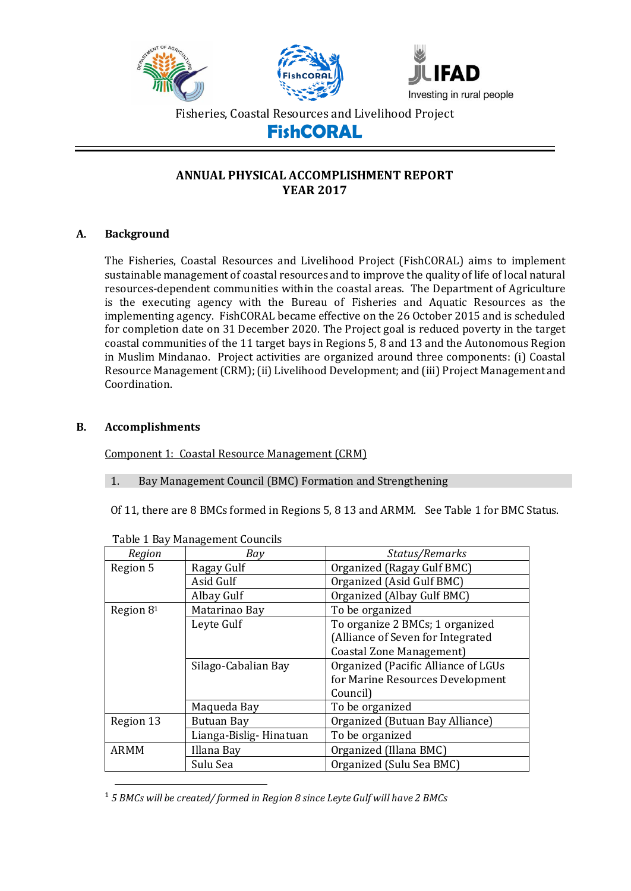Fisheries, Coastal Resources and Livelihood Project

**FishCORAL**

## ANNUAL PHYSICAL ACCOMPLISHMENT REPORT
## YEAR 2017

### A. Background

The Fisheries, Coastal Resources and Livelihood Project (FishCORAL) aims to implement sustainable management of coastal resources and to improve the quality of life of local natural resources-dependent communities within the coastal areas. The Department of Agriculture is the executing agency with the Bureau of Fisheries and Aquatic Resources as the implementing agency. FishCORAL became effective on the 26 October 2015 and is scheduled for completion date on 31 December 2020. The Project goal is reduced poverty in the target coastal communities of the 11 target bays in Regions 5, 8 and 13 and the Autonomous Region in Muslim Mindanao. Project activities are organized around three components: (i) Coastal Resource Management (CRM); (ii) Livelihood Development; and (iii) Project Management and Coordination.

### B. Accomplishments

Component 1: Coastal Resource Management (CRM)

#### 1. Bay Management Council (BMC) Formation and Strengthening

Of 11, there are 8 BMCs formed in Regions 5, 8 13 and ARMM. See Table 1 for BMC Status.

Table 1 Bay Management Councils

| *Region* | *Bay* | *Status/Remarks* |
|---|---|---|
| Region 5 | Ragay Gulf | Organized (Ragay Gulf BMC) |
| | Asid Gulf | Organized (Asid Gulf BMC) |
| | Albay Gulf | Organized (Albay Gulf BMC) |
| Region 8[1] | Matarinao Bay | To be organized |
| | Leyte Gulf | To organize 2 BMCs; 1 organized (Alliance of Seven for Integrated Coastal Zone Management) |
| | Silago-Cabalian Bay | Organized (Pacific Alliance of LGUs for Marine Resources Development Council) |
| | Maqueda Bay | To be organized |
| Region 13 | Butuan Bay | Organized (Butuan Bay Alliance) |
| | Lianga-Bislig- Hinatuan | To be organized |
| ARMM | Illana Bay | Organized (Illana BMC) |
| | Sulu Sea | Organized (Sulu Sea BMC) |

[1] *5 BMCs will be created/ formed in Region 8 since Leyte Gulf will have 2 BMCs*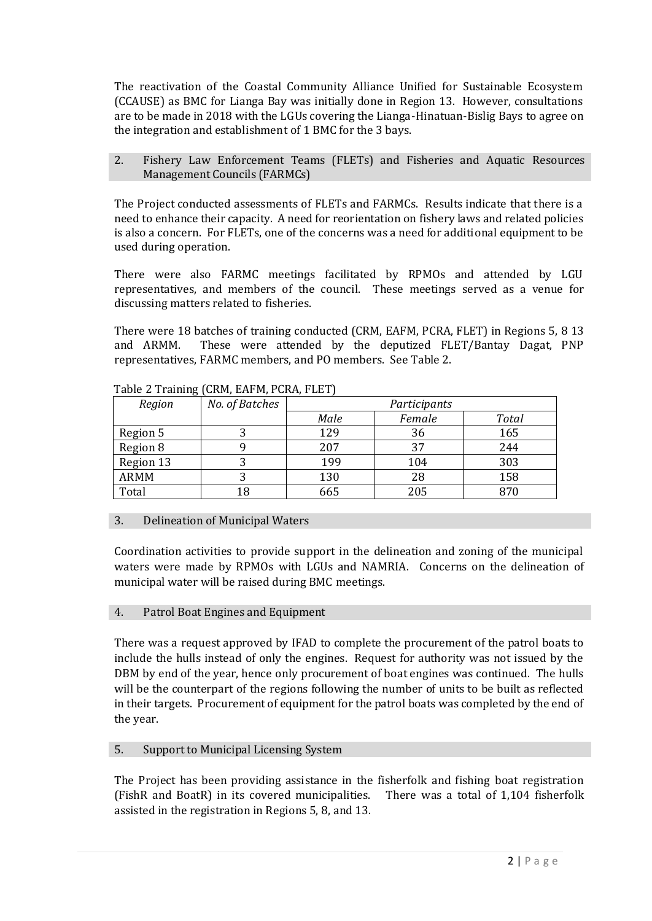The reactivation of the Coastal Community Alliance Unified for Sustainable Ecosystem (CCAUSE) as BMC for Lianga Bay was initially done in Region 13. However, consultations are to be made in 2018 with the LGUs covering the Lianga-Hinatuan-Bislig Bays to agree on the integration and establishment of 1 BMC for the 3 bays.

## 2. Fishery Law Enforcement Teams (FLETs) and Fisheries and Aquatic Resources Management Councils (FARMCs)

The Project conducted assessments of FLETs and FARMCs. Results indicate that there is a need to enhance their capacity. A need for reorientation on fishery laws and related policies is also a concern. For FLETs, one of the concerns was a need for additional equipment to be used during operation.

There were also FARMC meetings facilitated by RPMOs and attended by LGU representatives, and members of the council. These meetings served as a venue for discussing matters related to fisheries.

There were 18 batches of training conducted (CRM, EAFM, PCRA, FLET) in Regions 5, 8 13 and ARMM. These were attended by the deputized FLET/Bantay Dagat, PNP representatives, FARMC members, and PO members. See Table 2.

Table 2 Training (CRM, EAFM, PCRA, FLET)

| *Region* | *No. of Batches* | *Participants* | | |
|---|---|---|---|---|
| | | *Male* | *Female* | *Total* |
| Region 5 | 3 | 129 | 36 | 165 |
| Region 8 | 9 | 207 | 37 | 244 |
| Region 13 | 3 | 199 | 104 | 303 |
| ARMM | 3 | 130 | 28 | 158 |
| Total | 18 | 665 | 205 | 870 |

## 3. Delineation of Municipal Waters

Coordination activities to provide support in the delineation and zoning of the municipal waters were made by RPMOs with LGUs and NAMRIA. Concerns on the delineation of municipal water will be raised during BMC meetings.

## 4. Patrol Boat Engines and Equipment

There was a request approved by IFAD to complete the procurement of the patrol boats to include the hulls instead of only the engines. Request for authority was not issued by the DBM by end of the year, hence only procurement of boat engines was continued. The hulls will be the counterpart of the regions following the number of units to be built as reflected in their targets. Procurement of equipment for the patrol boats was completed by the end of the year.

## 5. Support to Municipal Licensing System

The Project has been providing assistance in the fisherfolk and fishing boat registration (FishR and BoatR) in its covered municipalities. There was a total of 1,104 fisherfolk assisted in the registration in Regions 5, 8, and 13.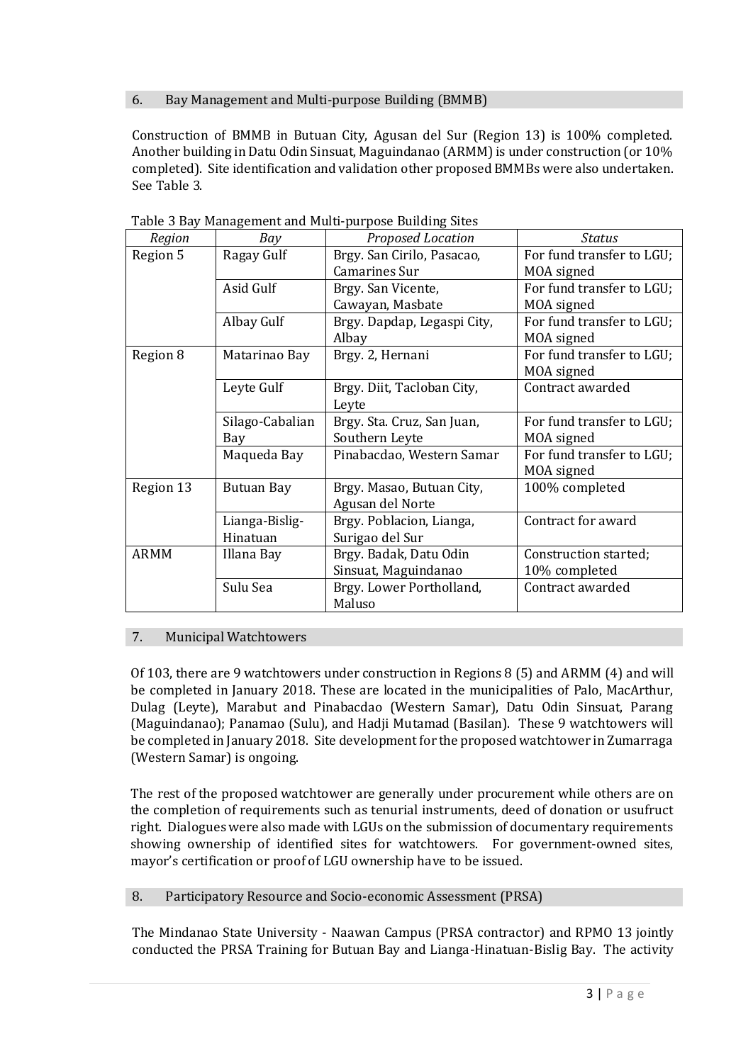## 6. Bay Management and Multi-purpose Building (BMMB)

Construction of BMMB in Butuan City, Agusan del Sur (Region 13) is 100% completed. Another building in Datu Odin Sinsuat, Maguindanao (ARMM) is under construction (or 10% completed). Site identification and validation other proposed BMMBs were also undertaken. See Table 3.

Table 3 Bay Management and Multi-purpose Building Sites

| *Region* | *Bay* | *Proposed Location* | *Status* |
|---|---|---|---|
| Region 5 | Ragay Gulf | Brgy. San Cirilo, Pasacao, Camarines Sur | For fund transfer to LGU; MOA signed |
| | Asid Gulf | Brgy. San Vicente, Cawayan, Masbate | For fund transfer to LGU; MOA signed |
| | Albay Gulf | Brgy. Dapdap, Legaspi City, Albay | For fund transfer to LGU; MOA signed |
| Region 8 | Matarinao Bay | Brgy. 2, Hernani | For fund transfer to LGU; MOA signed |
| | Leyte Gulf | Brgy. Diit, Tacloban City, Leyte | Contract awarded |
| | Silago-Cabalian Bay | Brgy. Sta. Cruz, San Juan, Southern Leyte | For fund transfer to LGU; MOA signed |
| | Maqueda Bay | Pinabacdao, Western Samar | For fund transfer to LGU; MOA signed |
| Region 13 | Butuan Bay | Brgy. Masao, Butuan City, Agusan del Norte | 100% completed |
| | Lianga-Bislig-Hinatuan | Brgy. Poblacion, Lianga, Surigao del Sur | Contract for award |
| ARMM | Illana Bay | Brgy. Badak, Datu Odin Sinsuat, Maguindanao | Construction started; 10% completed |
| | Sulu Sea | Brgy. Lower Portholland, Maluso | Contract awarded |

## 7. Municipal Watchtowers

Of 103, there are 9 watchtowers under construction in Regions 8 (5) and ARMM (4) and will be completed in January 2018. These are located in the municipalities of Palo, MacArthur, Dulag (Leyte), Marabut and Pinabacdao (Western Samar), Datu Odin Sinsuat, Parang (Maguindanao); Panamao (Sulu), and Hadji Mutamad (Basilan). These 9 watchtowers will be completed in January 2018. Site development for the proposed watchtower in Zumarraga (Western Samar) is ongoing.

The rest of the proposed watchtower are generally under procurement while others are on the completion of requirements such as tenurial instruments, deed of donation or usufruct right. Dialogues were also made with LGUs on the submission of documentary requirements showing ownership of identified sites for watchtowers. For government-owned sites, mayor's certification or proof of LGU ownership have to be issued.

## 8. Participatory Resource and Socio-economic Assessment (PRSA)

The Mindanao State University - Naawan Campus (PRSA contractor) and RPMO 13 jointly conducted the PRSA Training for Butuan Bay and Lianga-Hinatuan-Bislig Bay. The activity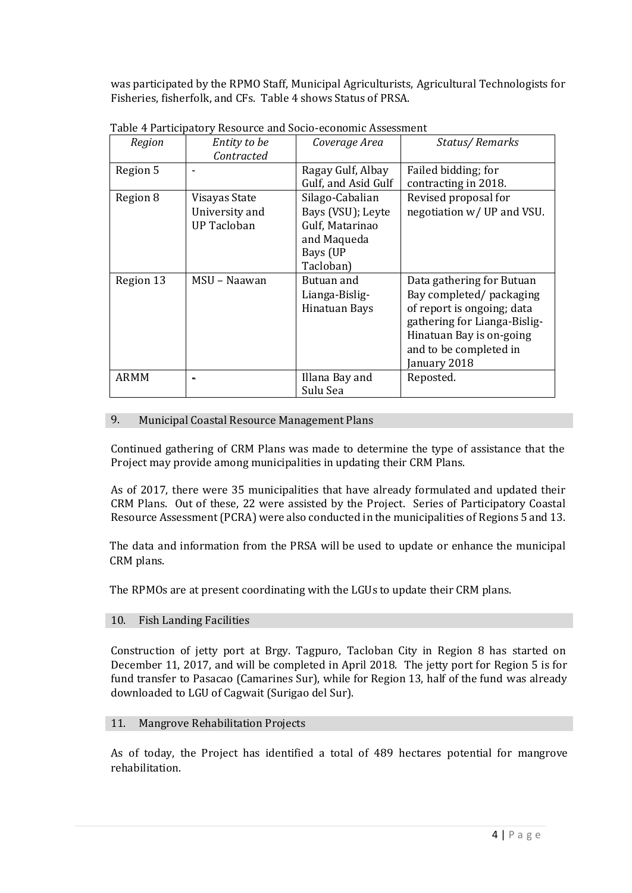was participated by the RPMO Staff, Municipal Agriculturists, Agricultural Technologists for Fisheries, fisherfolk, and CFs. Table 4 shows Status of PRSA.

Table 4 Participatory Resource and Socio-economic Assessment

| *Region* | *Entity to be Contracted* | *Coverage Area* | *Status/ Remarks* |
|---|---|---|---|
| Region 5 | - | Ragay Gulf, Albay Gulf, and Asid Gulf | Failed bidding; for contracting in 2018. |
| Region 8 | Visayas State University and UP Tacloban | Silago-Cabalian Bays (VSU); Leyte Gulf, Matarinao and Maqueda Bays (UP Tacloban) | Revised proposal for negotiation w/ UP and VSU. |
| Region 13 | MSU – Naawan | Butuan and Lianga-Bislig-Hinatuan Bays | Data gathering for Butuan Bay completed/ packaging of report is ongoing; data gathering for Lianga-Bislig-Hinatuan Bay is on-going and to be completed in January 2018 |
| ARMM | - | Illana Bay and Sulu Sea | Reposted. |

## 9. Municipal Coastal Resource Management Plans

Continued gathering of CRM Plans was made to determine the type of assistance that the Project may provide among municipalities in updating their CRM Plans.

As of 2017, there were 35 municipalities that have already formulated and updated their CRM Plans. Out of these, 22 were assisted by the Project. Series of Participatory Coastal Resource Assessment (PCRA) were also conducted in the municipalities of Regions 5 and 13.

The data and information from the PRSA will be used to update or enhance the municipal CRM plans.

The RPMOs are at present coordinating with the LGUs to update their CRM plans.

## 10. Fish Landing Facilities

Construction of jetty port at Brgy. Tagpuro, Tacloban City in Region 8 has started on December 11, 2017, and will be completed in April 2018. The jetty port for Region 5 is for fund transfer to Pasacao (Camarines Sur), while for Region 13, half of the fund was already downloaded to LGU of Cagwait (Surigao del Sur).

## 11. Mangrove Rehabilitation Projects

As of today, the Project has identified a total of 489 hectares potential for mangrove rehabilitation.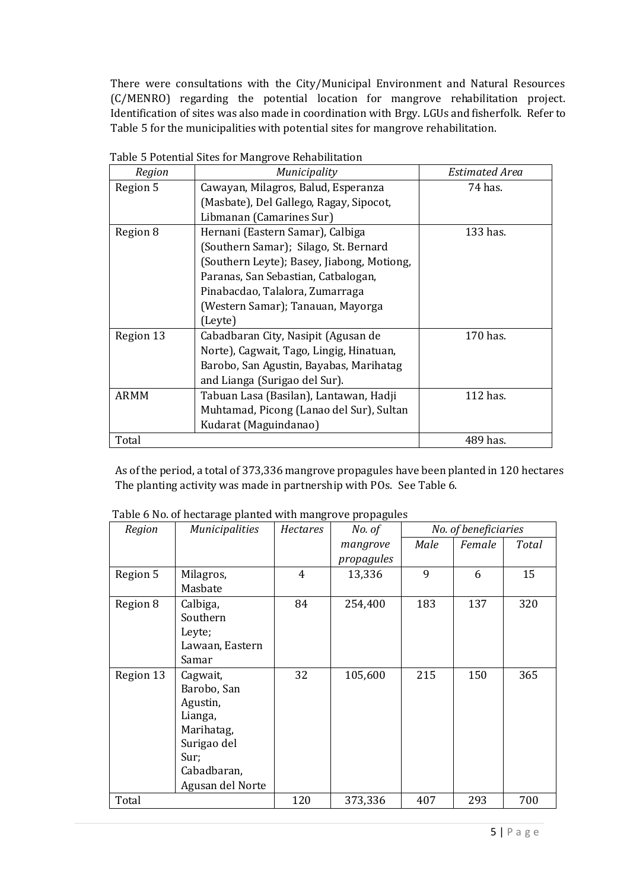There were consultations with the City/Municipal Environment and Natural Resources (C/MENRO) regarding the potential location for mangrove rehabilitation project. Identification of sites was also made in coordination with Brgy. LGUs and fisherfolk. Refer to Table 5 for the municipalities with potential sites for mangrove rehabilitation.

Table 5 Potential Sites for Mangrove Rehabilitation

| *Region* | *Municipality* | *Estimated Area* |
|---|---|---|
| Region 5 | Cawayan, Milagros, Balud, Esperanza (Masbate), Del Gallego, Ragay, Sipocot, Libmanan (Camarines Sur) | 74 has. |
| Region 8 | Hernani (Eastern Samar), Calbiga (Southern Samar); Silago, St. Bernard (Southern Leyte); Basey, Jiabong, Motiong, Paranas, San Sebastian, Catbalogan, Pinabacdao, Talalora, Zumarraga (Western Samar); Tanauan, Mayorga (Leyte) | 133 has. |
| Region 13 | Cabadbaran City, Nasipit (Agusan de Norte), Cagwait, Tago, Lingig, Hinatuan, Barobo, San Agustin, Bayabas, Marihatag and Lianga (Surigao del Sur). | 170 has. |
| ARMM | Tabuan Lasa (Basilan), Lantawan, Hadji Muhtamad, Picong (Lanao del Sur), Sultan Kudarat (Maguindanao) | 112 has. |
| Total | | 489 has. |

As of the period, a total of 373,336 mangrove propagules have been planted in 120 hectares The planting activity was made in partnership with POs. See Table 6.

Table 6 No. of hectarage planted with mangrove propagules

| *Region* | *Municipalities* | *Hectares* | *No. of mangrove propagules* | *No. of beneficiaries* | | |
|---|---|---|---|---|---|---|
| | | | | *Male* | *Female* | *Total* |
| Region 5 | Milagros, Masbate | 4 | 13,336 | 9 | 6 | 15 |
| Region 8 | Calbiga, Southern Leyte; Lawaan, Eastern Samar | 84 | 254,400 | 183 | 137 | 320 |
| Region 13 | Cagwait, Barobo, San Agustin, Lianga, Marihatag, Surigao del Sur; Cabadbaran, Agusan del Norte | 32 | 105,600 | 215 | 150 | 365 |
| Total | | 120 | 373,336 | 407 | 293 | 700 |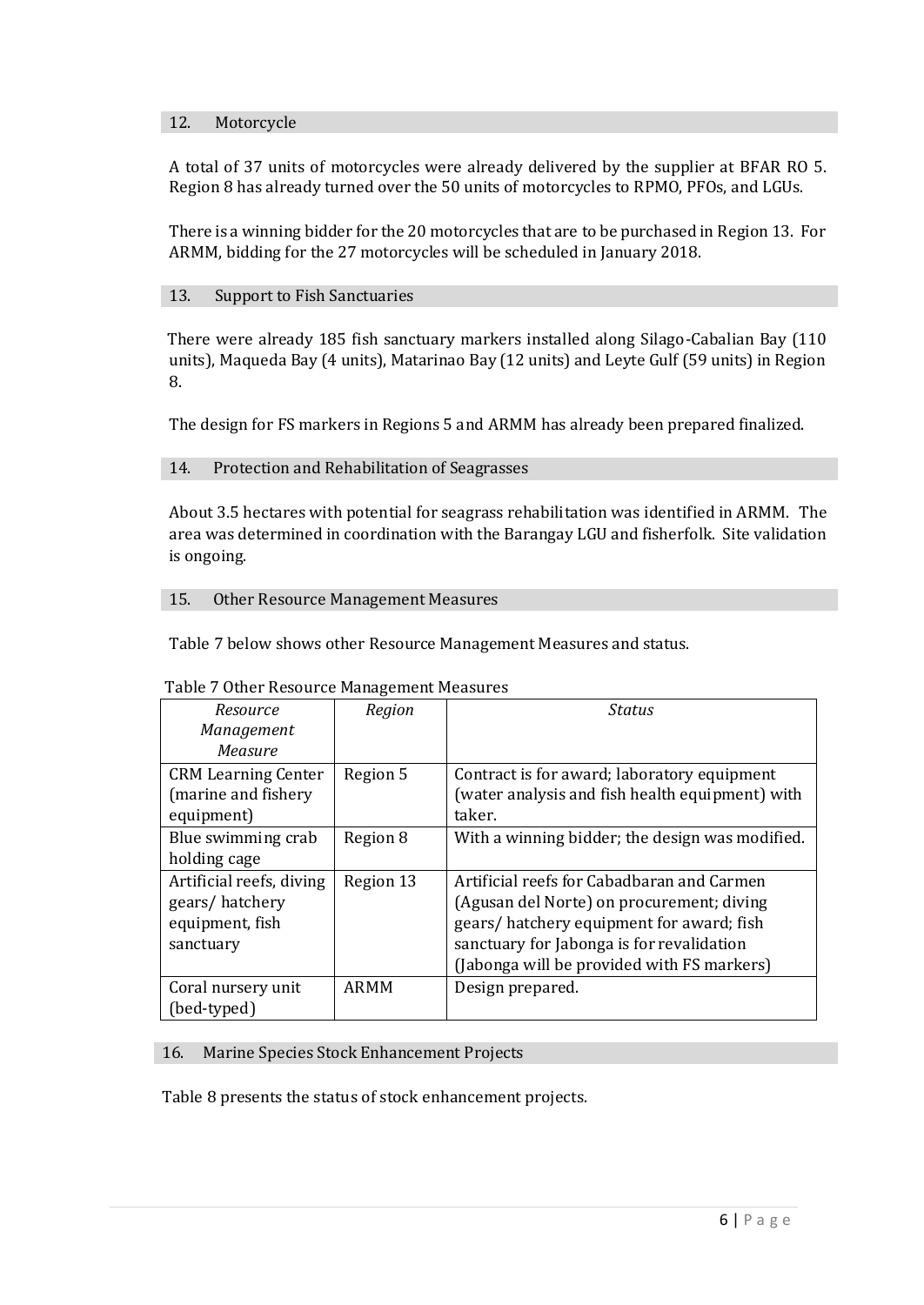## 12. Motorcycle

A total of 37 units of motorcycles were already delivered by the supplier at BFAR RO 5. Region 8 has already turned over the 50 units of motorcycles to RPMO, PFOs, and LGUs.

There is a winning bidder for the 20 motorcycles that are to be purchased in Region 13. For ARMM, bidding for the 27 motorcycles will be scheduled in January 2018.

## 13. Support to Fish Sanctuaries

There were already 185 fish sanctuary markers installed along Silago-Cabalian Bay (110 units), Maqueda Bay (4 units), Matarinao Bay (12 units) and Leyte Gulf (59 units) in Region 8.

The design for FS markers in Regions 5 and ARMM has already been prepared finalized.

## 14. Protection and Rehabilitation of Seagrasses

About 3.5 hectares with potential for seagrass rehabilitation was identified in ARMM. The area was determined in coordination with the Barangay LGU and fisherfolk. Site validation is ongoing.

## 15. Other Resource Management Measures

Table 7 below shows other Resource Management Measures and status.

Table 7 Other Resource Management Measures

| *Resource Management Measure* | *Region* | *Status* |
|---|---|---|
| CRM Learning Center (marine and fishery equipment) | Region 5 | Contract is for award; laboratory equipment (water analysis and fish health equipment) with taker. |
| Blue swimming crab holding cage | Region 8 | With a winning bidder; the design was modified. |
| Artificial reefs, diving gears/ hatchery equipment, fish sanctuary | Region 13 | Artificial reefs for Cabadbaran and Carmen (Agusan del Norte) on procurement; diving gears/ hatchery equipment for award; fish sanctuary for Jabonga is for revalidation (Jabonga will be provided with FS markers) |
| Coral nursery unit (bed-typed) | ARMM | Design prepared. |

## 16. Marine Species Stock Enhancement Projects

Table 8 presents the status of stock enhancement projects.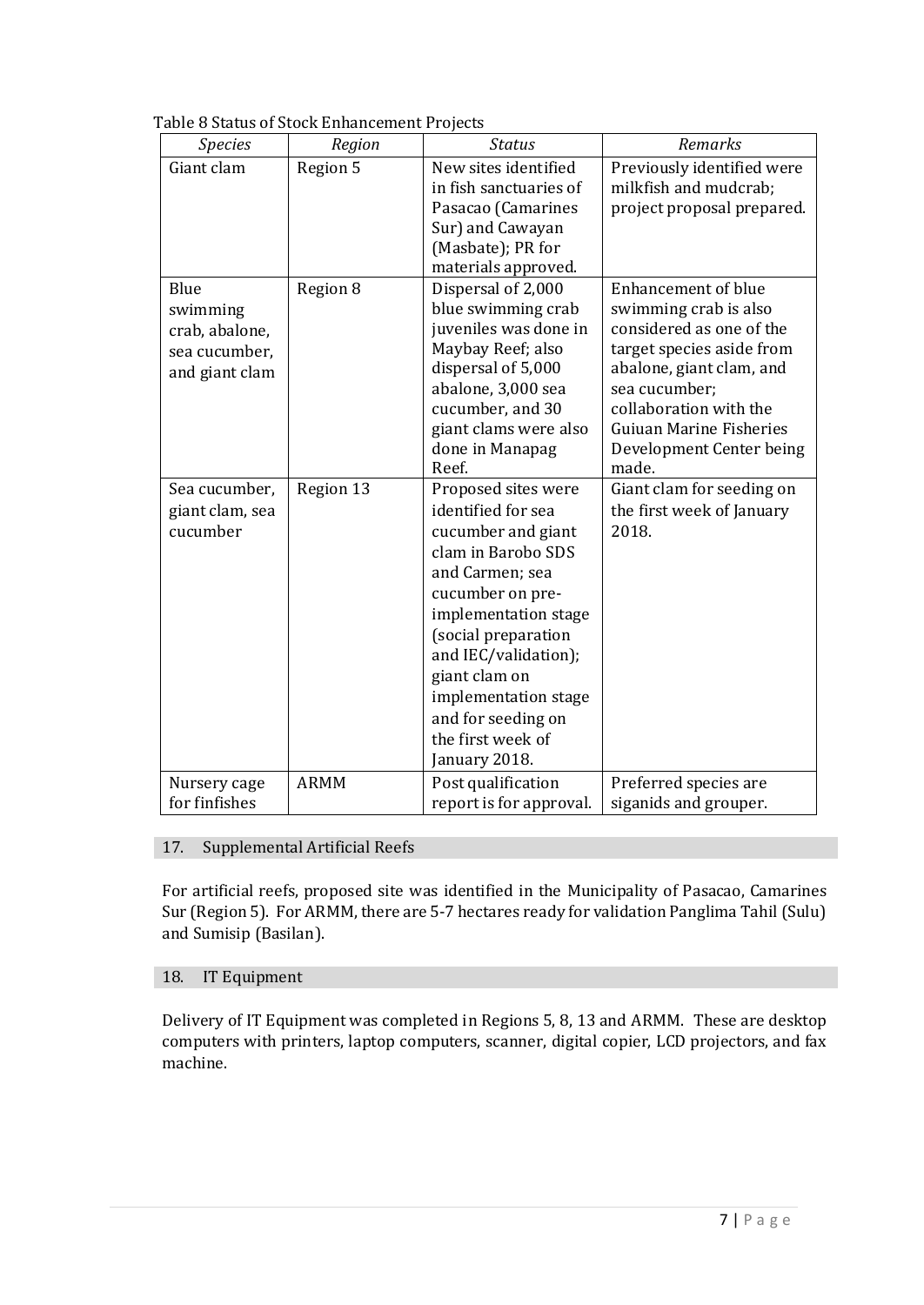Table 8 Status of Stock Enhancement Projects

| *Species* | *Region* | *Status* | *Remarks* |
|---|---|---|---|
| Giant clam | Region 5 | New sites identified in fish sanctuaries of Pasacao (Camarines Sur) and Cawayan (Masbate); PR for materials approved. | Previously identified were milkfish and mudcrab; project proposal prepared. |
| Blue swimming crab, abalone, sea cucumber, and giant clam | Region 8 | Dispersal of 2,000 blue swimming crab juveniles was done in Maybay Reef; also dispersal of 5,000 abalone, 3,000 sea cucumber, and 30 giant clams were also done in Manapag Reef. | Enhancement of blue swimming crab is also considered as one of the target species aside from abalone, giant clam, and sea cucumber; collaboration with the Guiuan Marine Fisheries Development Center being made. |
| Sea cucumber, giant clam, sea cucumber | Region 13 | Proposed sites were identified for sea cucumber and giant clam in Barobo SDS and Carmen; sea cucumber on pre-implementation stage (social preparation and IEC/validation); giant clam on implementation stage and for seeding on the first week of January 2018. | Giant clam for seeding on the first week of January 2018. |
| Nursery cage for finfishes | ARMM | Post qualification report is for approval. | Preferred species are siganids and grouper. |

## 17. Supplemental Artificial Reefs

For artificial reefs, proposed site was identified in the Municipality of Pasacao, Camarines Sur (Region 5). For ARMM, there are 5-7 hectares ready for validation Panglima Tahil (Sulu) and Sumisip (Basilan).

## 18. IT Equipment

Delivery of IT Equipment was completed in Regions 5, 8, 13 and ARMM. These are desktop computers with printers, laptop computers, scanner, digital copier, LCD projectors, and fax machine.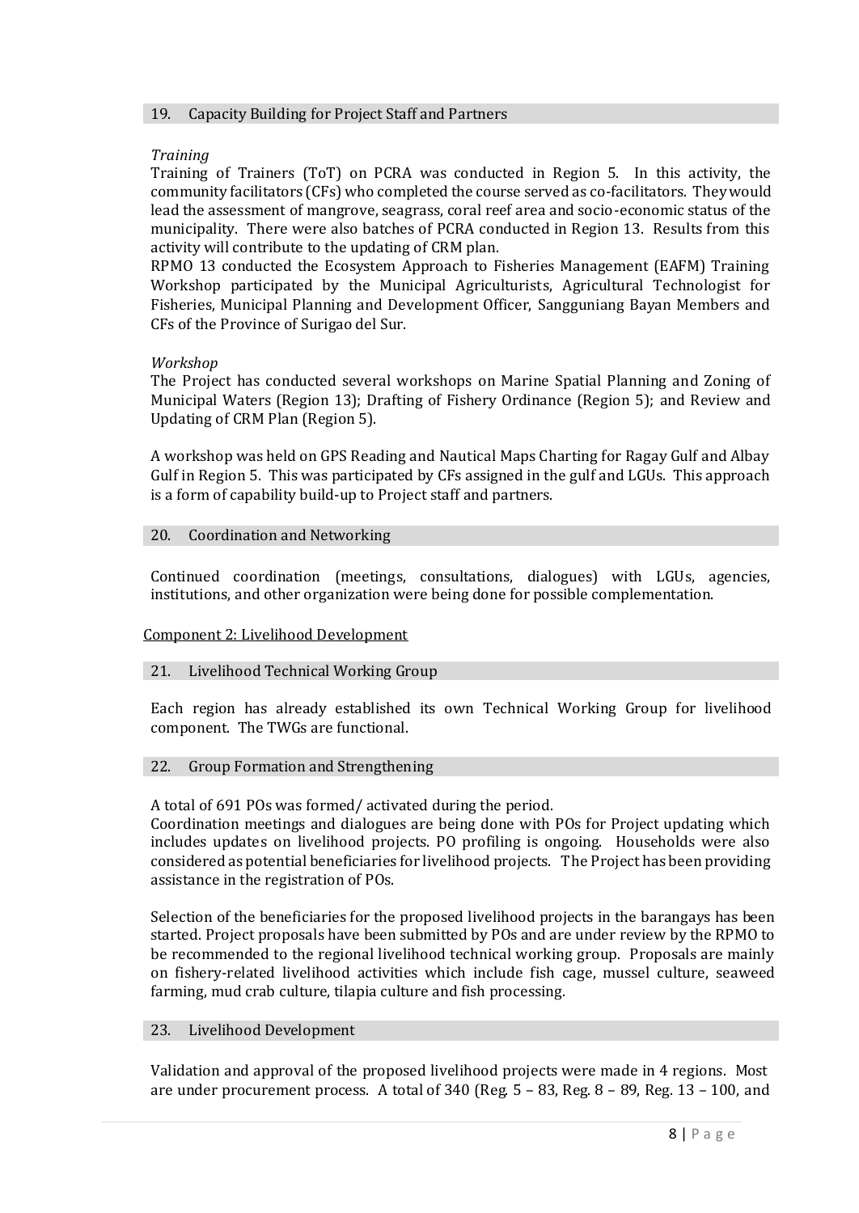### 19. Capacity Building for Project Staff and Partners

*Training*

Training of Trainers (ToT) on PCRA was conducted in Region 5. In this activity, the community facilitators (CFs) who completed the course served as co-facilitators. They would lead the assessment of mangrove, seagrass, coral reef area and socio-economic status of the municipality. There were also batches of PCRA conducted in Region 13. Results from this activity will contribute to the updating of CRM plan.

RPMO 13 conducted the Ecosystem Approach to Fisheries Management (EAFM) Training Workshop participated by the Municipal Agriculturists, Agricultural Technologist for Fisheries, Municipal Planning and Development Officer, Sangguniang Bayan Members and CFs of the Province of Surigao del Sur.

*Workshop*

The Project has conducted several workshops on Marine Spatial Planning and Zoning of Municipal Waters (Region 13); Drafting of Fishery Ordinance (Region 5); and Review and Updating of CRM Plan (Region 5).

A workshop was held on GPS Reading and Nautical Maps Charting for Ragay Gulf and Albay Gulf in Region 5. This was participated by CFs assigned in the gulf and LGUs. This approach is a form of capability build-up to Project staff and partners.

### 20. Coordination and Networking

Continued coordination (meetings, consultations, dialogues) with LGUs, agencies, institutions, and other organization were being done for possible complementation.

## Component 2: Livelihood Development

### 21. Livelihood Technical Working Group

Each region has already established its own Technical Working Group for livelihood component. The TWGs are functional.

### 22. Group Formation and Strengthening

A total of 691 POs was formed/ activated during the period.

Coordination meetings and dialogues are being done with POs for Project updating which includes updates on livelihood projects. PO profiling is ongoing. Households were also considered as potential beneficiaries for livelihood projects. The Project has been providing assistance in the registration of POs.

Selection of the beneficiaries for the proposed livelihood projects in the barangays has been started. Project proposals have been submitted by POs and are under review by the RPMO to be recommended to the regional livelihood technical working group. Proposals are mainly on fishery-related livelihood activities which include fish cage, mussel culture, seaweed farming, mud crab culture, tilapia culture and fish processing.

### 23. Livelihood Development

Validation and approval of the proposed livelihood projects were made in 4 regions. Most are under procurement process. A total of 340 (Reg. 5 – 83, Reg. 8 – 89, Reg. 13 – 100, and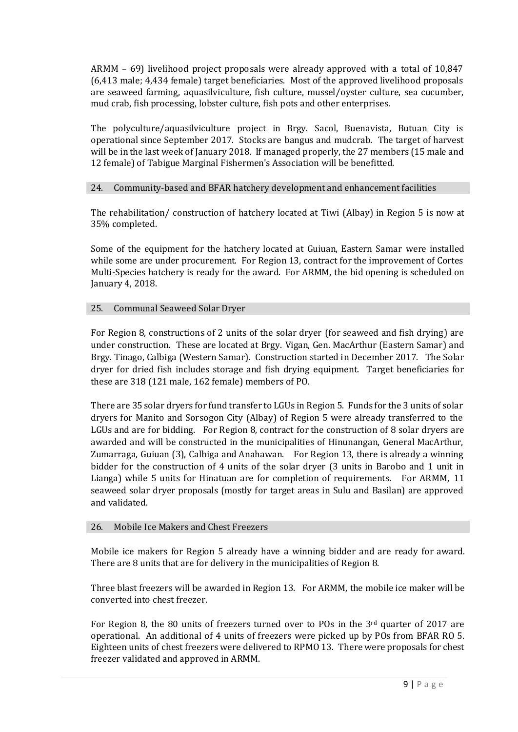ARMM – 69) livelihood project proposals were already approved with a total of 10,847 (6,413 male; 4,434 female) target beneficiaries. Most of the approved livelihood proposals are seaweed farming, aquasilviculture, fish culture, mussel/oyster culture, sea cucumber, mud crab, fish processing, lobster culture, fish pots and other enterprises.

The polyculture/aquasilviculture project in Brgy. Sacol, Buenavista, Butuan City is operational since September 2017. Stocks are bangus and mudcrab. The target of harvest will be in the last week of January 2018. If managed properly, the 27 members (15 male and 12 female) of Tabigue Marginal Fishermen's Association will be benefitted.

## 24. Community-based and BFAR hatchery development and enhancement facilities

The rehabilitation/ construction of hatchery located at Tiwi (Albay) in Region 5 is now at 35% completed.

Some of the equipment for the hatchery located at Guiuan, Eastern Samar were installed while some are under procurement. For Region 13, contract for the improvement of Cortes Multi-Species hatchery is ready for the award. For ARMM, the bid opening is scheduled on January 4, 2018.

## 25. Communal Seaweed Solar Dryer

For Region 8, constructions of 2 units of the solar dryer (for seaweed and fish drying) are under construction. These are located at Brgy. Vigan, Gen. MacArthur (Eastern Samar) and Brgy. Tinago, Calbiga (Western Samar). Construction started in December 2017. The Solar dryer for dried fish includes storage and fish drying equipment. Target beneficiaries for these are 318 (121 male, 162 female) members of PO.

There are 35 solar dryers for fund transfer to LGUs in Region 5. Funds for the 3 units of solar dryers for Manito and Sorsogon City (Albay) of Region 5 were already transferred to the LGUs and are for bidding. For Region 8, contract for the construction of 8 solar dryers are awarded and will be constructed in the municipalities of Hinunangan, General MacArthur, Zumarraga, Guiuan (3), Calbiga and Anahawan. For Region 13, there is already a winning bidder for the construction of 4 units of the solar dryer (3 units in Barobo and 1 unit in Lianga) while 5 units for Hinatuan are for completion of requirements. For ARMM, 11 seaweed solar dryer proposals (mostly for target areas in Sulu and Basilan) are approved and validated.

## 26. Mobile Ice Makers and Chest Freezers

Mobile ice makers for Region 5 already have a winning bidder and are ready for award. There are 8 units that are for delivery in the municipalities of Region 8.

Three blast freezers will be awarded in Region 13. For ARMM, the mobile ice maker will be converted into chest freezer.

For Region 8, the 80 units of freezers turned over to POs in the 3rd quarter of 2017 are operational. An additional of 4 units of freezers were picked up by POs from BFAR RO 5. Eighteen units of chest freezers were delivered to RPMO 13. There were proposals for chest freezer validated and approved in ARMM.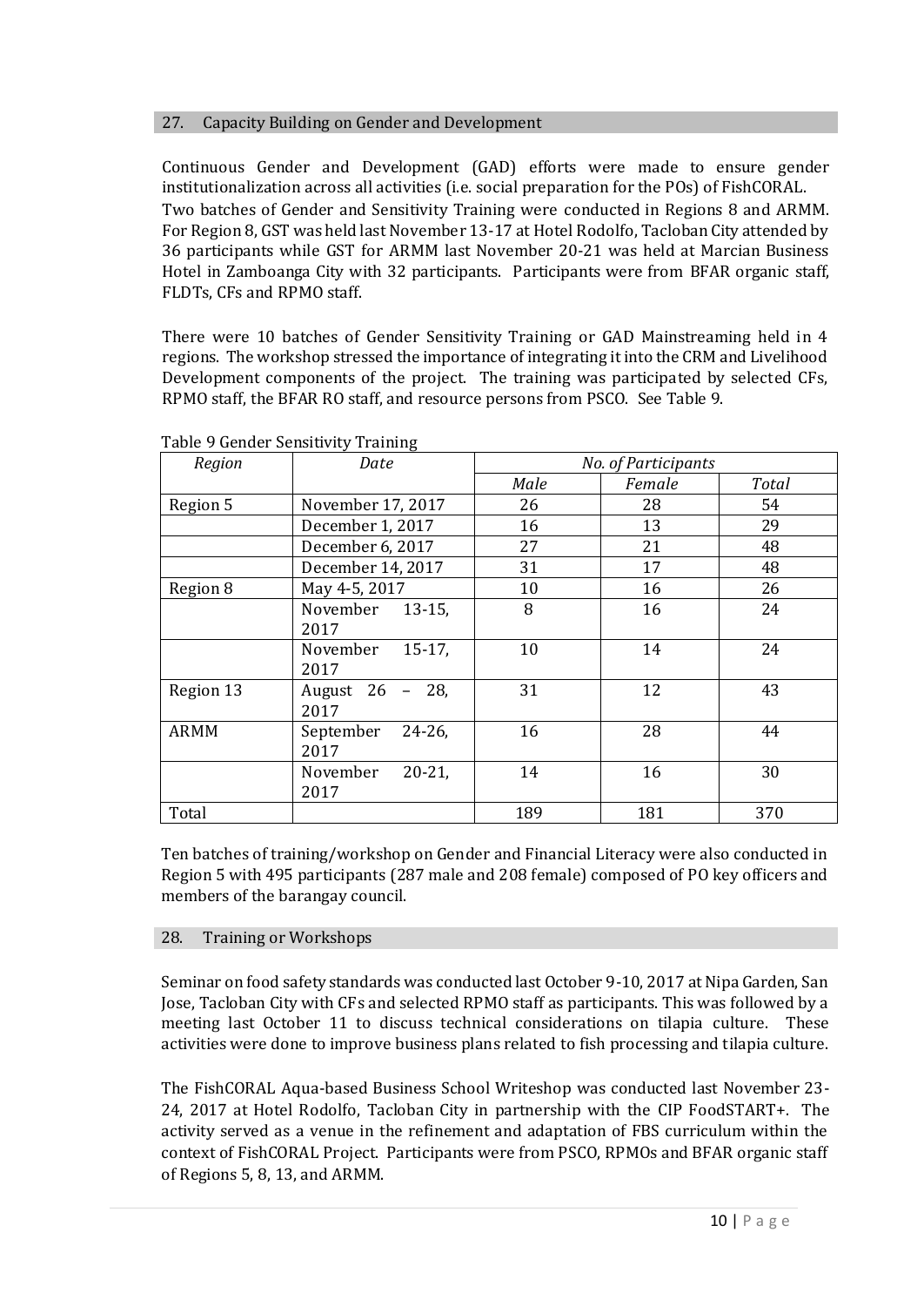## 27. Capacity Building on Gender and Development

Continuous Gender and Development (GAD) efforts were made to ensure gender institutionalization across all activities (i.e. social preparation for the POs) of FishCORAL. Two batches of Gender and Sensitivity Training were conducted in Regions 8 and ARMM. For Region 8, GST was held last November 13-17 at Hotel Rodolfo, Tacloban City attended by 36 participants while GST for ARMM last November 20-21 was held at Marcian Business Hotel in Zamboanga City with 32 participants. Participants were from BFAR organic staff, FLDTs, CFs and RPMO staff.

There were 10 batches of Gender Sensitivity Training or GAD Mainstreaming held in 4 regions. The workshop stressed the importance of integrating it into the CRM and Livelihood Development components of the project. The training was participated by selected CFs, RPMO staff, the BFAR RO staff, and resource persons from PSCO. See Table 9.

Table 9 Gender Sensitivity Training

| *Region* | *Date* | *No. of Participants* | | |
|---|---|---|---|---|
| | | *Male* | *Female* | *Total* |
| Region 5 | November 17, 2017 | 26 | 28 | 54 |
| | December 1, 2017 | 16 | 13 | 29 |
| | December 6, 2017 | 27 | 21 | 48 |
| | December 14, 2017 | 31 | 17 | 48 |
| Region 8 | May 4-5, 2017 | 10 | 16 | 26 |
| | November 13-15, 2017 | 8 | 16 | 24 |
| | November 15-17, 2017 | 10 | 14 | 24 |
| Region 13 | August 26 – 28, 2017 | 31 | 12 | 43 |
| ARMM | September 24-26, 2017 | 16 | 28 | 44 |
| | November 20-21, 2017 | 14 | 16 | 30 |
| Total | | 189 | 181 | 370 |

Ten batches of training/workshop on Gender and Financial Literacy were also conducted in Region 5 with 495 participants (287 male and 208 female) composed of PO key officers and members of the barangay council.

## 28. Training or Workshops

Seminar on food safety standards was conducted last October 9-10, 2017 at Nipa Garden, San Jose, Tacloban City with CFs and selected RPMO staff as participants. This was followed by a meeting last October 11 to discuss technical considerations on tilapia culture. These activities were done to improve business plans related to fish processing and tilapia culture.

The FishCORAL Aqua-based Business School Writeshop was conducted last November 23-24, 2017 at Hotel Rodolfo, Tacloban City in partnership with the CIP FoodSTART+. The activity served as a venue in the refinement and adaptation of FBS curriculum within the context of FishCORAL Project. Participants were from PSCO, RPMOs and BFAR organic staff of Regions 5, 8, 13, and ARMM.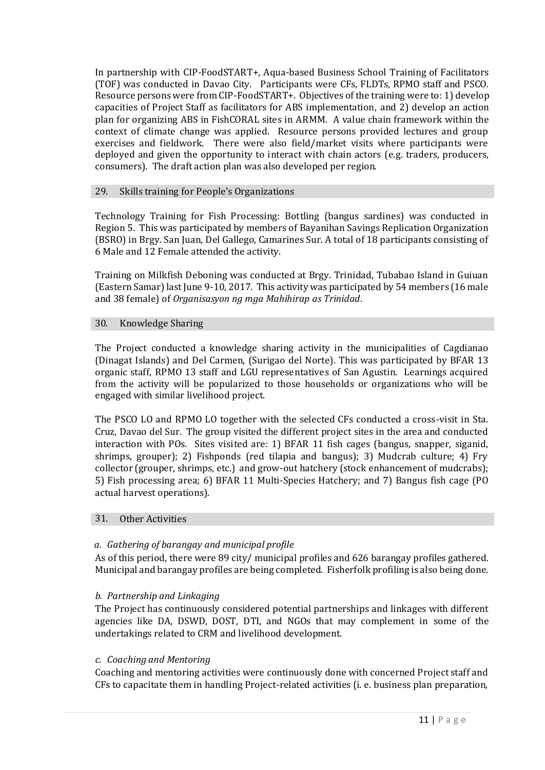In partnership with CIP-FoodSTART+, Aqua-based Business School Training of Facilitators (TOF) was conducted in Davao City. Participants were CFs, FLDTs, RPMO staff and PSCO. Resource persons were from CIP-FoodSTART+. Objectives of the training were to: 1) develop capacities of Project Staff as facilitators for ABS implementation, and 2) develop an action plan for organizing ABS in FishCORAL sites in ARMM. A value chain framework within the context of climate change was applied. Resource persons provided lectures and group exercises and fieldwork. There were also field/market visits where participants were deployed and given the opportunity to interact with chain actors (e.g. traders, producers, consumers). The draft action plan was also developed per region.

## 29. Skills training for People's Organizations

Technology Training for Fish Processing: Bottling (bangus sardines) was conducted in Region 5. This was participated by members of Bayanihan Savings Replication Organization (BSRO) in Brgy. San Juan, Del Gallego, Camarines Sur. A total of 18 participants consisting of 6 Male and 12 Female attended the activity.

Training on Milkfish Deboning was conducted at Brgy. Trinidad, Tubabao Island in Guiuan (Eastern Samar) last June 9-10, 2017. This activity was participated by 54 members (16 male and 38 female) of *Organisasyon ng mga Mahihirap as Trinidad*.

## 30. Knowledge Sharing

The Project conducted a knowledge sharing activity in the municipalities of Cagdianao (Dinagat Islands) and Del Carmen, (Surigao del Norte). This was participated by BFAR 13 organic staff, RPMO 13 staff and LGU representatives of San Agustin. Learnings acquired from the activity will be popularized to those households or organizations who will be engaged with similar livelihood project.

The PSCO LO and RPMO LO together with the selected CFs conducted a cross-visit in Sta. Cruz, Davao del Sur. The group visited the different project sites in the area and conducted interaction with POs. Sites visited are: 1) BFAR 11 fish cages (bangus, snapper, siganid, shrimps, grouper); 2) Fishponds (red tilapia and bangus); 3) Mudcrab culture; 4) Fry collector (grouper, shrimps, etc.) and grow-out hatchery (stock enhancement of mudcrabs); 5) Fish processing area; 6) BFAR 11 Multi-Species Hatchery; and 7) Bangus fish cage (PO actual harvest operations).

## 31. Other Activities

*a. Gathering of barangay and municipal profile*

As of this period, there were 89 city/ municipal profiles and 626 barangay profiles gathered. Municipal and barangay profiles are being completed. Fisherfolk profiling is also being done.

*b. Partnership and Linkaging*

The Project has continuously considered potential partnerships and linkages with different agencies like DA, DSWD, DOST, DTI, and NGOs that may complement in some of the undertakings related to CRM and livelihood development.

*c. Coaching and Mentoring*

Coaching and mentoring activities were continuously done with concerned Project staff and CFs to capacitate them in handling Project-related activities (i. e. business plan preparation,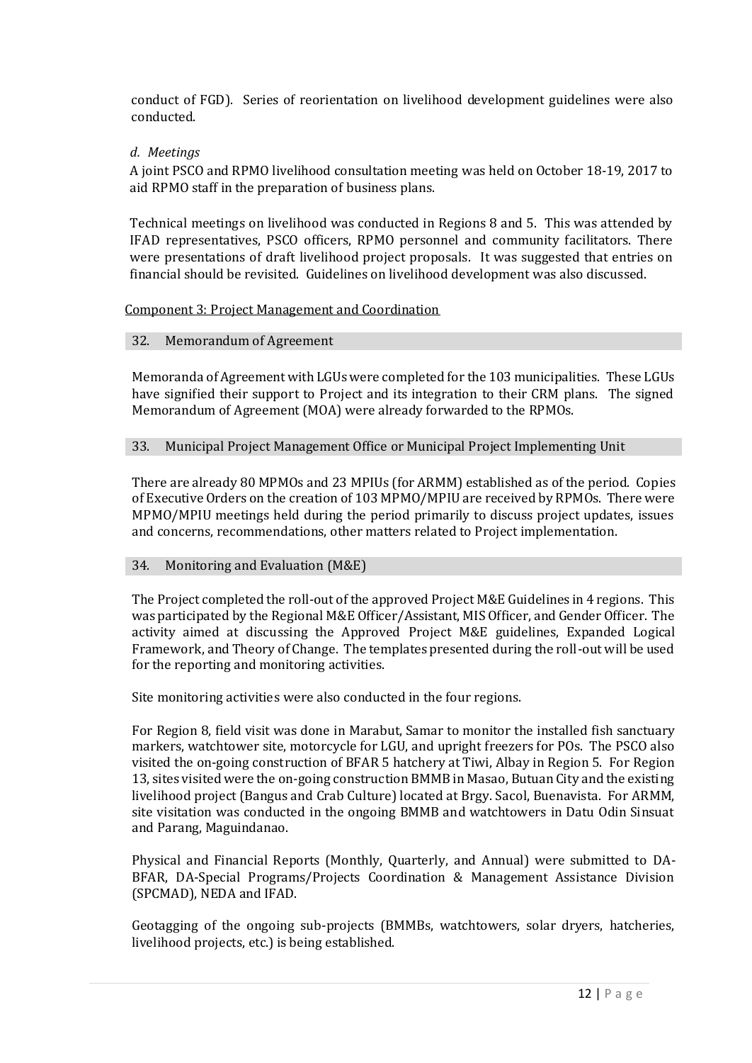conduct of FGD). Series of reorientation on livelihood development guidelines were also conducted.

*d. Meetings*

A joint PSCO and RPMO livelihood consultation meeting was held on October 18-19, 2017 to aid RPMO staff in the preparation of business plans.

Technical meetings on livelihood was conducted in Regions 8 and 5. This was attended by IFAD representatives, PSCO officers, RPMO personnel and community facilitators. There were presentations of draft livelihood project proposals. It was suggested that entries on financial should be revisited. Guidelines on livelihood development was also discussed.

## Component 3: Project Management and Coordination

### 32. Memorandum of Agreement

Memoranda of Agreement with LGUs were completed for the 103 municipalities. These LGUs have signified their support to Project and its integration to their CRM plans. The signed Memorandum of Agreement (MOA) were already forwarded to the RPMOs.

### 33. Municipal Project Management Office or Municipal Project Implementing Unit

There are already 80 MPMOs and 23 MPIUs (for ARMM) established as of the period. Copies of Executive Orders on the creation of 103 MPMO/MPIU are received by RPMOs. There were MPMO/MPIU meetings held during the period primarily to discuss project updates, issues and concerns, recommendations, other matters related to Project implementation.

### 34. Monitoring and Evaluation (M&E)

The Project completed the roll-out of the approved Project M&E Guidelines in 4 regions. This was participated by the Regional M&E Officer/Assistant, MIS Officer, and Gender Officer. The activity aimed at discussing the Approved Project M&E guidelines, Expanded Logical Framework, and Theory of Change. The templates presented during the roll-out will be used for the reporting and monitoring activities.

Site monitoring activities were also conducted in the four regions.

For Region 8, field visit was done in Marabut, Samar to monitor the installed fish sanctuary markers, watchtower site, motorcycle for LGU, and upright freezers for POs. The PSCO also visited the on-going construction of BFAR 5 hatchery at Tiwi, Albay in Region 5. For Region 13, sites visited were the on-going construction BMMB in Masao, Butuan City and the existing livelihood project (Bangus and Crab Culture) located at Brgy. Sacol, Buenavista. For ARMM, site visitation was conducted in the ongoing BMMB and watchtowers in Datu Odin Sinsuat and Parang, Maguindanao.

Physical and Financial Reports (Monthly, Quarterly, and Annual) were submitted to DA-BFAR, DA-Special Programs/Projects Coordination & Management Assistance Division (SPCMAD), NEDA and IFAD.

Geotagging of the ongoing sub-projects (BMMBs, watchtowers, solar dryers, hatcheries, livelihood projects, etc.) is being established.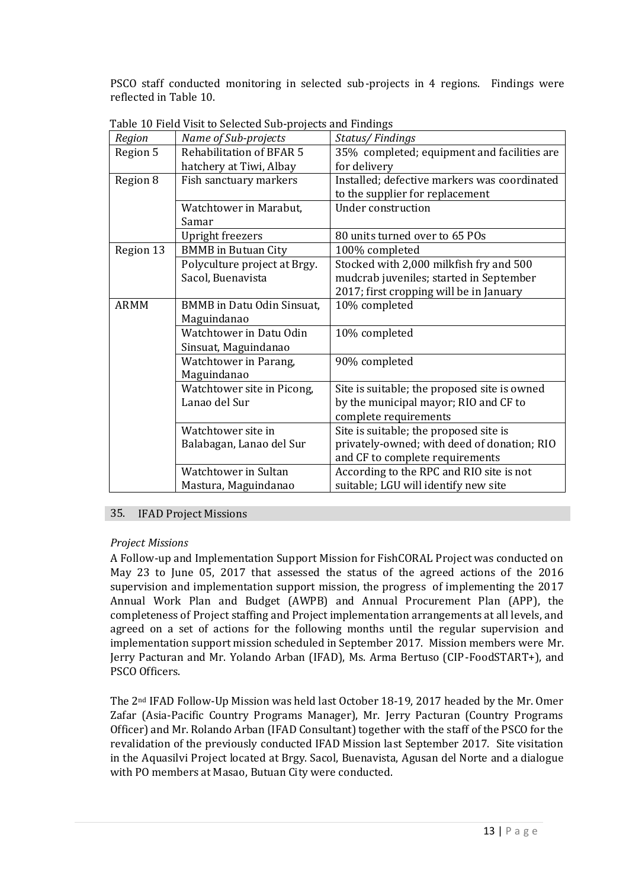PSCO staff conducted monitoring in selected sub-projects in 4 regions. Findings were reflected in Table 10.

Table 10 Field Visit to Selected Sub-projects and Findings

| *Region* | *Name of Sub-projects* | *Status/ Findings* |
|---|---|---|
| Region 5 | Rehabilitation of BFAR 5 hatchery at Tiwi, Albay | 35% completed; equipment and facilities are for delivery |
| Region 8 | Fish sanctuary markers | Installed; defective markers was coordinated to the supplier for replacement |
| | Watchtower in Marabut, Samar | Under construction |
| | Upright freezers | 80 units turned over to 65 POs |
| Region 13 | BMMB in Butuan City | 100% completed |
| | Polyculture project at Brgy. Sacol, Buenavista | Stocked with 2,000 milkfish fry and 500 mudcrab juveniles; started in September 2017; first cropping will be in January |
| ARMM | BMMB in Datu Odin Sinsuat, Maguindanao | 10% completed |
| | Watchtower in Datu Odin Sinsuat, Maguindanao | 10% completed |
| | Watchtower in Parang, Maguindanao | 90% completed |
| | Watchtower site in Picong, Lanao del Sur | Site is suitable; the proposed site is owned by the municipal mayor; RIO and CF to complete requirements |
| | Watchtower site in Balabagan, Lanao del Sur | Site is suitable; the proposed site is privately-owned; with deed of donation; RIO and CF to complete requirements |
| | Watchtower in Sultan Mastura, Maguindanao | According to the RPC and RIO site is not suitable; LGU will identify new site |

## 35. IFAD Project Missions

*Project Missions*

A Follow-up and Implementation Support Mission for FishCORAL Project was conducted on May 23 to June 05, 2017 that assessed the status of the agreed actions of the 2016 supervision and implementation support mission, the progress of implementing the 2017 Annual Work Plan and Budget (AWPB) and Annual Procurement Plan (APP), the completeness of Project staffing and Project implementation arrangements at all levels, and agreed on a set of actions for the following months until the regular supervision and implementation support mission scheduled in September 2017. Mission members were Mr. Jerry Pacturan and Mr. Yolando Arban (IFAD), Ms. Arma Bertuso (CIP-FoodSTART+), and PSCO Officers.

The 2nd IFAD Follow-Up Mission was held last October 18-19, 2017 headed by the Mr. Omer Zafar (Asia-Pacific Country Programs Manager), Mr. Jerry Pacturan (Country Programs Officer) and Mr. Rolando Arban (IFAD Consultant) together with the staff of the PSCO for the revalidation of the previously conducted IFAD Mission last September 2017. Site visitation in the Aquasilvi Project located at Brgy. Sacol, Buenavista, Agusan del Norte and a dialogue with PO members at Masao, Butuan City were conducted.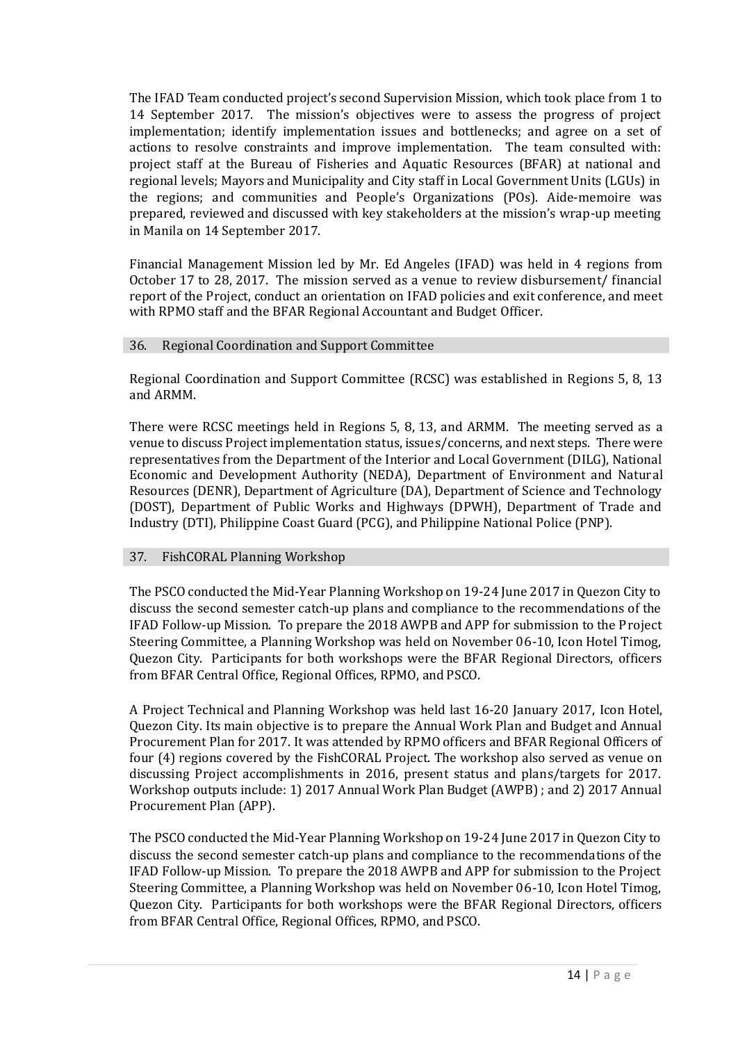The IFAD Team conducted project's second Supervision Mission, which took place from 1 to 14 September 2017. The mission's objectives were to assess the progress of project implementation; identify implementation issues and bottlenecks; and agree on a set of actions to resolve constraints and improve implementation. The team consulted with: project staff at the Bureau of Fisheries and Aquatic Resources (BFAR) at national and regional levels; Mayors and Municipality and City staff in Local Government Units (LGUs) in the regions; and communities and People's Organizations (POs). Aide-memoire was prepared, reviewed and discussed with key stakeholders at the mission's wrap-up meeting in Manila on 14 September 2017.

Financial Management Mission led by Mr. Ed Angeles (IFAD) was held in 4 regions from October 17 to 28, 2017. The mission served as a venue to review disbursement/ financial report of the Project, conduct an orientation on IFAD policies and exit conference, and meet with RPMO staff and the BFAR Regional Accountant and Budget Officer.

## 36. Regional Coordination and Support Committee

Regional Coordination and Support Committee (RCSC) was established in Regions 5, 8, 13 and ARMM.

There were RCSC meetings held in Regions 5, 8, 13, and ARMM. The meeting served as a venue to discuss Project implementation status, issues/concerns, and next steps. There were representatives from the Department of the Interior and Local Government (DILG), National Economic and Development Authority (NEDA), Department of Environment and Natural Resources (DENR), Department of Agriculture (DA), Department of Science and Technology (DOST), Department of Public Works and Highways (DPWH), Department of Trade and Industry (DTI), Philippine Coast Guard (PCG), and Philippine National Police (PNP).

## 37. FishCORAL Planning Workshop

The PSCO conducted the Mid-Year Planning Workshop on 19-24 June 2017 in Quezon City to discuss the second semester catch-up plans and compliance to the recommendations of the IFAD Follow-up Mission. To prepare the 2018 AWPB and APP for submission to the Project Steering Committee, a Planning Workshop was held on November 06-10, Icon Hotel Timog, Quezon City. Participants for both workshops were the BFAR Regional Directors, officers from BFAR Central Office, Regional Offices, RPMO, and PSCO.

A Project Technical and Planning Workshop was held last 16-20 January 2017, Icon Hotel, Quezon City. Its main objective is to prepare the Annual Work Plan and Budget and Annual Procurement Plan for 2017. It was attended by RPMO officers and BFAR Regional Officers of four (4) regions covered by the FishCORAL Project. The workshop also served as venue on discussing Project accomplishments in 2016, present status and plans/targets for 2017. Workshop outputs include: 1) 2017 Annual Work Plan Budget (AWPB) ; and 2) 2017 Annual Procurement Plan (APP).

The PSCO conducted the Mid-Year Planning Workshop on 19-24 June 2017 in Quezon City to discuss the second semester catch-up plans and compliance to the recommendations of the IFAD Follow-up Mission. To prepare the 2018 AWPB and APP for submission to the Project Steering Committee, a Planning Workshop was held on November 06-10, Icon Hotel Timog, Quezon City. Participants for both workshops were the BFAR Regional Directors, officers from BFAR Central Office, Regional Offices, RPMO, and PSCO.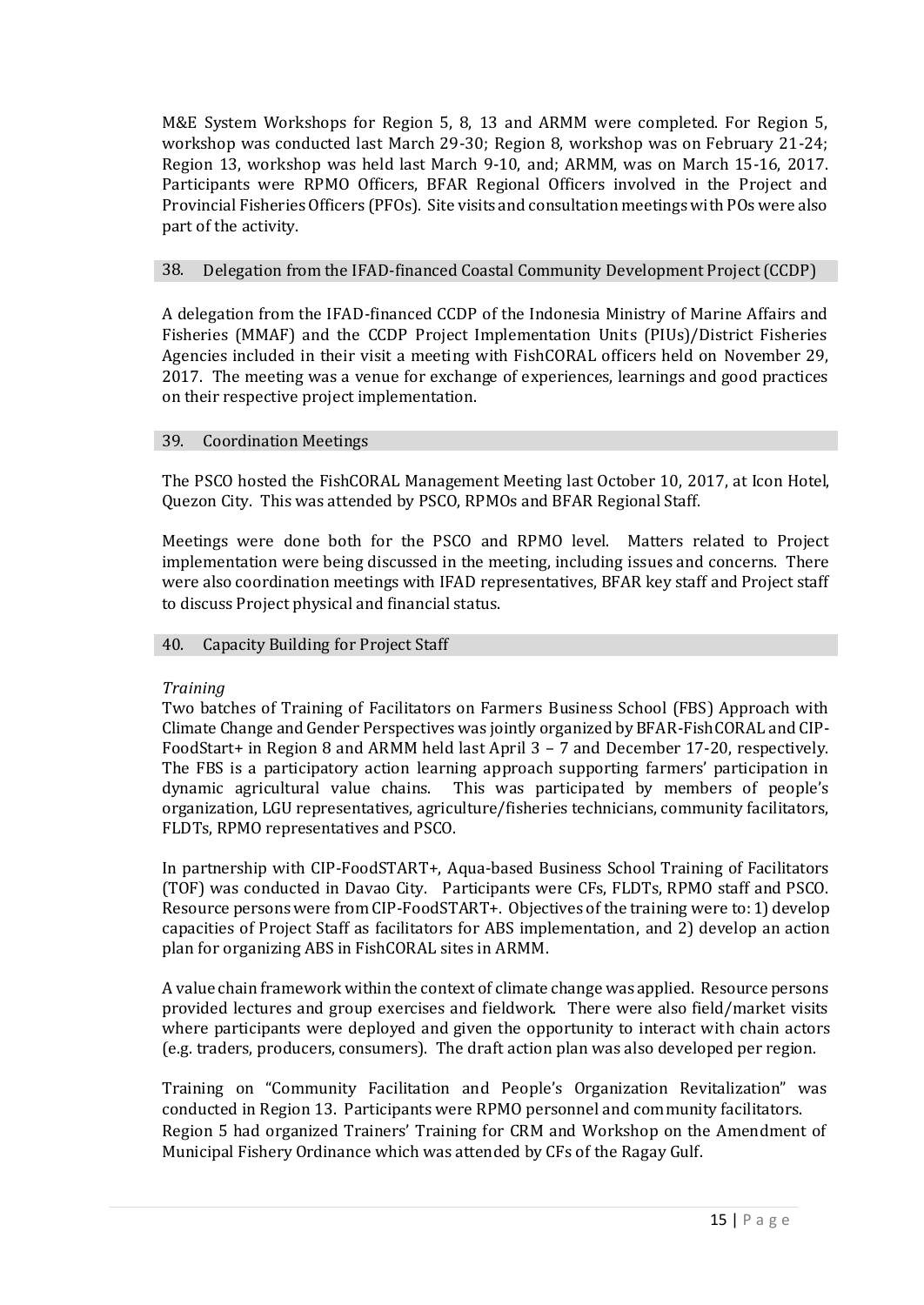M&E System Workshops for Region 5, 8, 13 and ARMM were completed. For Region 5, workshop was conducted last March 29-30; Region 8, workshop was on February 21-24; Region 13, workshop was held last March 9-10, and; ARMM, was on March 15-16, 2017. Participants were RPMO Officers, BFAR Regional Officers involved in the Project and Provincial Fisheries Officers (PFOs). Site visits and consultation meetings with POs were also part of the activity.

## 38. Delegation from the IFAD-financed Coastal Community Development Project (CCDP)

A delegation from the IFAD-financed CCDP of the Indonesia Ministry of Marine Affairs and Fisheries (MMAF) and the CCDP Project Implementation Units (PIUs)/District Fisheries Agencies included in their visit a meeting with FishCORAL officers held on November 29, 2017. The meeting was a venue for exchange of experiences, learnings and good practices on their respective project implementation.

## 39. Coordination Meetings

The PSCO hosted the FishCORAL Management Meeting last October 10, 2017, at Icon Hotel, Quezon City. This was attended by PSCO, RPMOs and BFAR Regional Staff.

Meetings were done both for the PSCO and RPMO level. Matters related to Project implementation were being discussed in the meeting, including issues and concerns. There were also coordination meetings with IFAD representatives, BFAR key staff and Project staff to discuss Project physical and financial status.

## 40. Capacity Building for Project Staff

*Training*

Two batches of Training of Facilitators on Farmers Business School (FBS) Approach with Climate Change and Gender Perspectives was jointly organized by BFAR-FishCORAL and CIP-FoodStart+ in Region 8 and ARMM held last April 3 – 7 and December 17-20, respectively. The FBS is a participatory action learning approach supporting farmers' participation in dynamic agricultural value chains. This was participated by members of people's organization, LGU representatives, agriculture/fisheries technicians, community facilitators, FLDTs, RPMO representatives and PSCO.

In partnership with CIP-FoodSTART+, Aqua-based Business School Training of Facilitators (TOF) was conducted in Davao City. Participants were CFs, FLDTs, RPMO staff and PSCO. Resource persons were from CIP-FoodSTART+. Objectives of the training were to: 1) develop capacities of Project Staff as facilitators for ABS implementation, and 2) develop an action plan for organizing ABS in FishCORAL sites in ARMM.

A value chain framework within the context of climate change was applied. Resource persons provided lectures and group exercises and fieldwork. There were also field/market visits where participants were deployed and given the opportunity to interact with chain actors (e.g. traders, producers, consumers). The draft action plan was also developed per region.

Training on "Community Facilitation and People's Organization Revitalization" was conducted in Region 13. Participants were RPMO personnel and community facilitators. Region 5 had organized Trainers' Training for CRM and Workshop on the Amendment of Municipal Fishery Ordinance which was attended by CFs of the Ragay Gulf.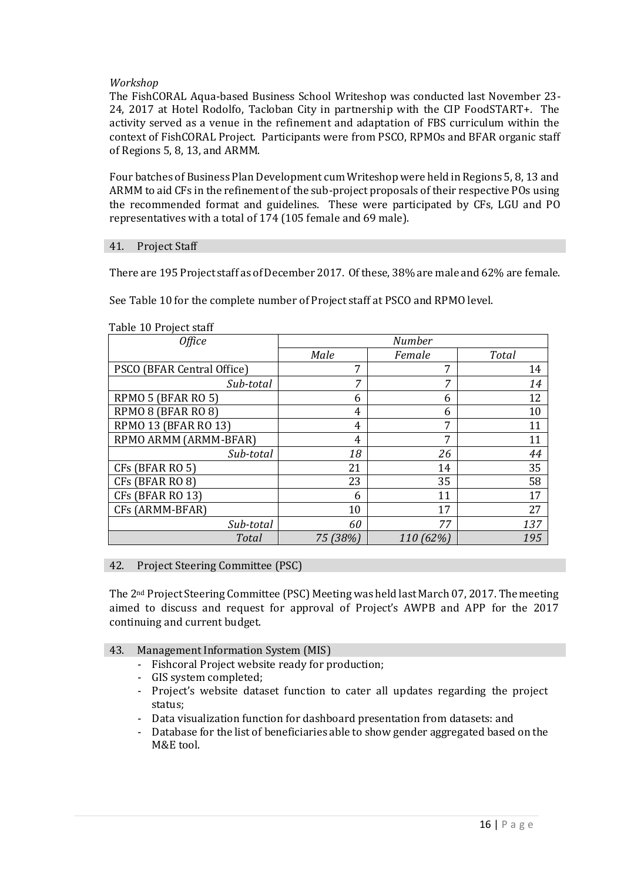*Workshop*

The FishCORAL Aqua-based Business School Writeshop was conducted last November 23-24, 2017 at Hotel Rodolfo, Tacloban City in partnership with the CIP FoodSTART+. The activity served as a venue in the refinement and adaptation of FBS curriculum within the context of FishCORAL Project. Participants were from PSCO, RPMOs and BFAR organic staff of Regions 5, 8, 13, and ARMM.

Four batches of Business Plan Development cum Writeshop were held in Regions 5, 8, 13 and ARMM to aid CFs in the refinement of the sub-project proposals of their respective POs using the recommended format and guidelines. These were participated by CFs, LGU and PO representatives with a total of 174 (105 female and 69 male).

## 41. Project Staff

There are 195 Project staff as of December 2017. Of these, 38% are male and 62% are female.

See Table 10 for the complete number of Project staff at PSCO and RPMO level.

Table 10 Project staff

| *Office* | *Number* | | |
|---|---|---|---|
| | *Male* | *Female* | *Total* |
| PSCO (BFAR Central Office) | 7 | 7 | 14 |
| *Sub-total* | *7* | *7* | *14* |
| RPMO 5 (BFAR RO 5) | 6 | 6 | 12 |
| RPMO 8 (BFAR RO 8) | 4 | 6 | 10 |
| RPMO 13 (BFAR RO 13) | 4 | 7 | 11 |
| RPMO ARMM (ARMM-BFAR) | 4 | 7 | 11 |
| *Sub-total* | *18* | *26* | *44* |
| CFs (BFAR RO 5) | 21 | 14 | 35 |
| CFs (BFAR RO 8) | 23 | 35 | 58 |
| CFs (BFAR RO 13) | 6 | 11 | 17 |
| CFs (ARMM-BFAR) | 10 | 17 | 27 |
| *Sub-total* | *60* | *77* | *137* |
| *Total* | *75 (38%)* | *110 (62%)* | *195* |

## 42. Project Steering Committee (PSC)

The 2nd Project Steering Committee (PSC) Meeting was held last March 07, 2017. The meeting aimed to discuss and request for approval of Project's AWPB and APP for the 2017 continuing and current budget.

## 43. Management Information System (MIS)

- Fishcoral Project website ready for production;
- GIS system completed;
- Project's website dataset function to cater all updates regarding the project status;
- Data visualization function for dashboard presentation from datasets: and
- Database for the list of beneficiaries able to show gender aggregated based on the M&E tool.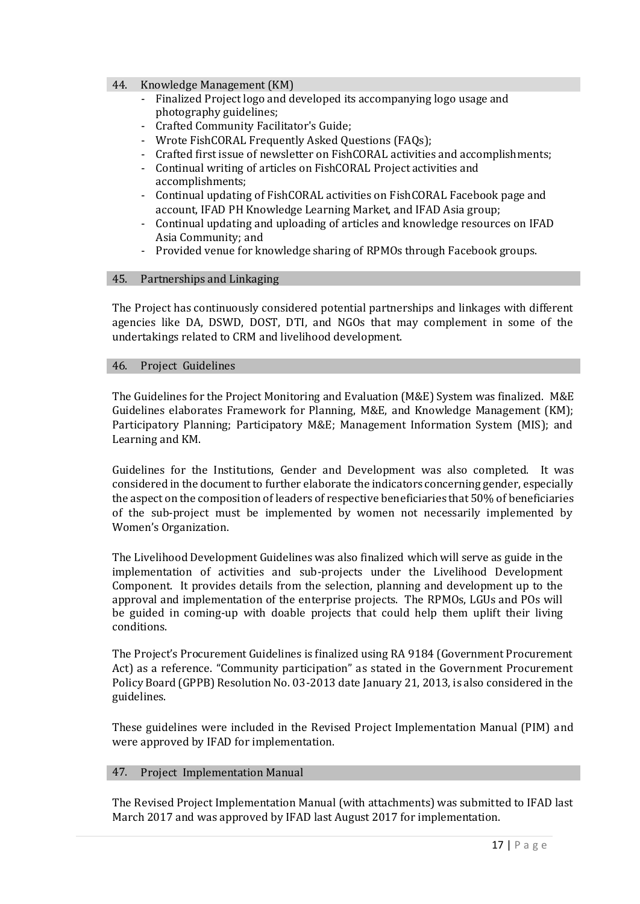## 44. Knowledge Management (KM)

- Finalized Project logo and developed its accompanying logo usage and photography guidelines;
- Crafted Community Facilitator's Guide;
- Wrote FishCORAL Frequently Asked Questions (FAQs);
- Crafted first issue of newsletter on FishCORAL activities and accomplishments;
- Continual writing of articles on FishCORAL Project activities and accomplishments;
- Continual updating of FishCORAL activities on FishCORAL Facebook page and account, IFAD PH Knowledge Learning Market, and IFAD Asia group;
- Continual updating and uploading of articles and knowledge resources on IFAD Asia Community; and
- Provided venue for knowledge sharing of RPMOs through Facebook groups.

## 45. Partnerships and Linkaging

The Project has continuously considered potential partnerships and linkages with different agencies like DA, DSWD, DOST, DTI, and NGOs that may complement in some of the undertakings related to CRM and livelihood development.

## 46. Project Guidelines

The Guidelines for the Project Monitoring and Evaluation (M&E) System was finalized. M&E Guidelines elaborates Framework for Planning, M&E, and Knowledge Management (KM); Participatory Planning; Participatory M&E; Management Information System (MIS); and Learning and KM.

Guidelines for the Institutions, Gender and Development was also completed. It was considered in the document to further elaborate the indicators concerning gender, especially the aspect on the composition of leaders of respective beneficiaries that 50% of beneficiaries of the sub-project must be implemented by women not necessarily implemented by Women's Organization.

The Livelihood Development Guidelines was also finalized which will serve as guide in the implementation of activities and sub-projects under the Livelihood Development Component. It provides details from the selection, planning and development up to the approval and implementation of the enterprise projects. The RPMOs, LGUs and POs will be guided in coming-up with doable projects that could help them uplift their living conditions.

The Project's Procurement Guidelines is finalized using RA 9184 (Government Procurement Act) as a reference. "Community participation" as stated in the Government Procurement Policy Board (GPPB) Resolution No. 03-2013 date January 21, 2013, is also considered in the guidelines.

These guidelines were included in the Revised Project Implementation Manual (PIM) and were approved by IFAD for implementation.

## 47. Project Implementation Manual

The Revised Project Implementation Manual (with attachments) was submitted to IFAD last March 2017 and was approved by IFAD last August 2017 for implementation.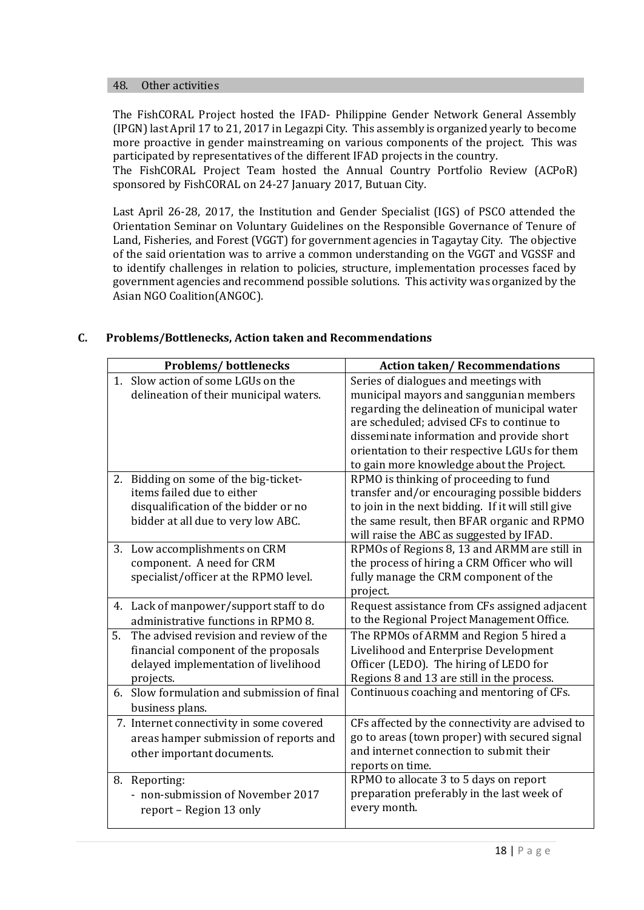### 48. Other activities

The FishCORAL Project hosted the IFAD- Philippine Gender Network General Assembly (IPGN) last April 17 to 21, 2017 in Legazpi City. This assembly is organized yearly to become more proactive in gender mainstreaming on various components of the project. This was participated by representatives of the different IFAD projects in the country.
The FishCORAL Project Team hosted the Annual Country Portfolio Review (ACPoR) sponsored by FishCORAL on 24-27 January 2017, Butuan City.

Last April 26-28, 2017, the Institution and Gender Specialist (IGS) of PSCO attended the Orientation Seminar on Voluntary Guidelines on the Responsible Governance of Tenure of Land, Fisheries, and Forest (VGGT) for government agencies in Tagaytay City. The objective of the said orientation was to arrive a common understanding on the VGGT and VGSSF and to identify challenges in relation to policies, structure, implementation processes faced by government agencies and recommend possible solutions. This activity was organized by the Asian NGO Coalition(ANGOC).

## C. Problems/Bottlenecks, Action taken and Recommendations

| Problems/ bottlenecks | Action taken/ Recommendations |
|---|---|
| 1. Slow action of some LGUs on the delineation of their municipal waters. | Series of dialogues and meetings with municipal mayors and sanggunian members regarding the delineation of municipal water are scheduled; advised CFs to continue to disseminate information and provide short orientation to their respective LGUs for them to gain more knowledge about the Project. |
| 2. Bidding on some of the big-ticket-items failed due to either disqualification of the bidder or no bidder at all due to very low ABC. | RPMO is thinking of proceeding to fund transfer and/or encouraging possible bidders to join in the next bidding. If it will still give the same result, then BFAR organic and RPMO will raise the ABC as suggested by IFAD. |
| 3. Low accomplishments on CRM component. A need for CRM specialist/officer at the RPMO level. | RPMOs of Regions 8, 13 and ARMM are still in the process of hiring a CRM Officer who will fully manage the CRM component of the project. |
| 4. Lack of manpower/support staff to do administrative functions in RPMO 8. | Request assistance from CFs assigned adjacent to the Regional Project Management Office. |
| 5. The advised revision and review of the financial component of the proposals delayed implementation of livelihood projects. | The RPMOs of ARMM and Region 5 hired a Livelihood and Enterprise Development Officer (LEDO). The hiring of LEDO for Regions 8 and 13 are still in the process. |
| 6. Slow formulation and submission of final business plans. | Continuous coaching and mentoring of CFs. |
| 7. Internet connectivity in some covered areas hamper submission of reports and other important documents. | CFs affected by the connectivity are advised to go to areas (town proper) with secured signal and internet connection to submit their reports on time. |
| 8. Reporting:<br>- non-submission of November 2017 report – Region 13 only | RPMO to allocate 3 to 5 days on report preparation preferably in the last week of every month. |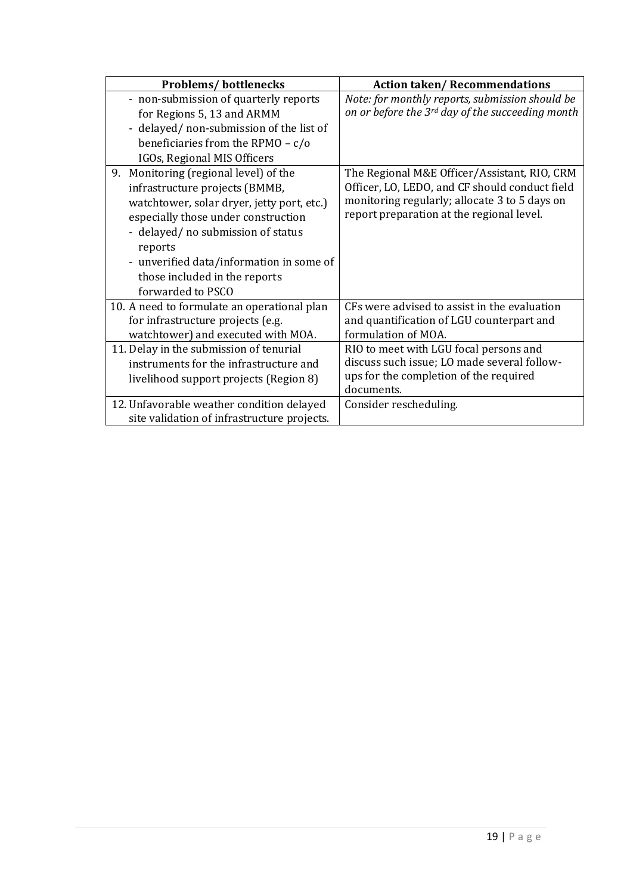| Problems/ bottlenecks | Action taken/ Recommendations |
|---|---|
| - non-submission of quarterly reports for Regions 5, 13 and ARMM<br>- delayed/ non-submission of the list of beneficiaries from the RPMO – c/o IGOs, Regional MIS Officers | *Note: for monthly reports, submission should be on or before the 3rd day of the succeeding month* |
| 9. Monitoring (regional level) of the infrastructure projects (BMMB, watchtower, solar dryer, jetty port, etc.) especially those under construction<br>- delayed/ no submission of status reports<br>- unverified data/information in some of those included in the reports forwarded to PSCO | The Regional M&E Officer/Assistant, RIO, CRM Officer, LO, LEDO, and CF should conduct field monitoring regularly; allocate 3 to 5 days on report preparation at the regional level. |
| 10. A need to formulate an operational plan for infrastructure projects (e.g. watchtower) and executed with MOA. | CFs were advised to assist in the evaluation and quantification of LGU counterpart and formulation of MOA. |
| 11. Delay in the submission of tenurial instruments for the infrastructure and livelihood support projects (Region 8) | RIO to meet with LGU focal persons and discuss such issue; LO made several follow-ups for the completion of the required documents. |
| 12. Unfavorable weather condition delayed site validation of infrastructure projects. | Consider rescheduling. |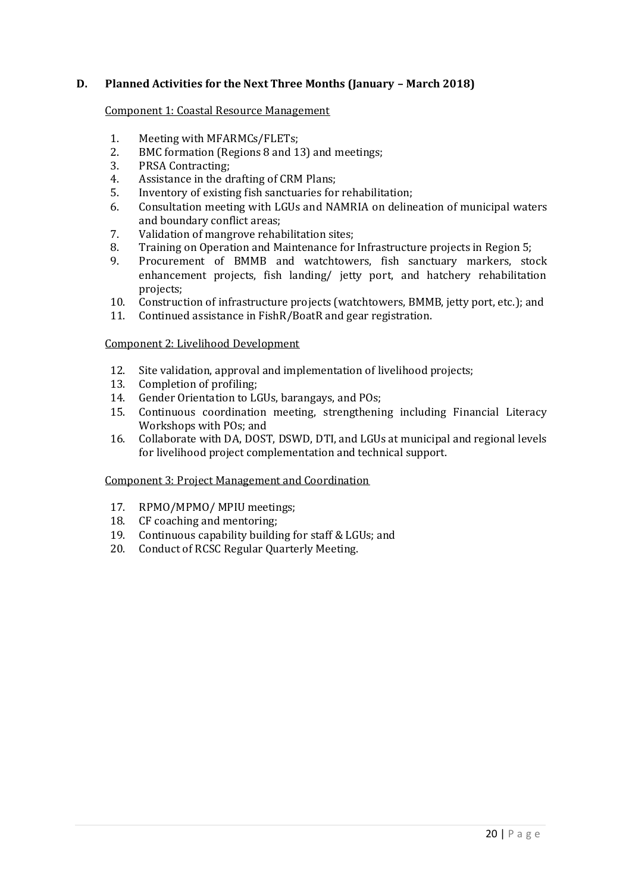## D. Planned Activities for the Next Three Months (January – March 2018)

Component 1: Coastal Resource Management

1. Meeting with MFARMCs/FLETs;
2. BMC formation (Regions 8 and 13) and meetings;
3. PRSA Contracting;
4. Assistance in the drafting of CRM Plans;
5. Inventory of existing fish sanctuaries for rehabilitation;
6. Consultation meeting with LGUs and NAMRIA on delineation of municipal waters and boundary conflict areas;
7. Validation of mangrove rehabilitation sites;
8. Training on Operation and Maintenance for Infrastructure projects in Region 5;
9. Procurement of BMMB and watchtowers, fish sanctuary markers, stock enhancement projects, fish landing/ jetty port, and hatchery rehabilitation projects;
10. Construction of infrastructure projects (watchtowers, BMMB, jetty port, etc.); and
11. Continued assistance in FishR/BoatR and gear registration.

Component 2: Livelihood Development

12. Site validation, approval and implementation of livelihood projects;
13. Completion of profiling;
14. Gender Orientation to LGUs, barangays, and POs;
15. Continuous coordination meeting, strengthening including Financial Literacy Workshops with POs; and
16. Collaborate with DA, DOST, DSWD, DTI, and LGUs at municipal and regional levels for livelihood project complementation and technical support.

Component 3: Project Management and Coordination

17. RPMO/MPMO/ MPIU meetings;
18. CF coaching and mentoring;
19. Continuous capability building for staff & LGUs; and
20. Conduct of RCSC Regular Quarterly Meeting.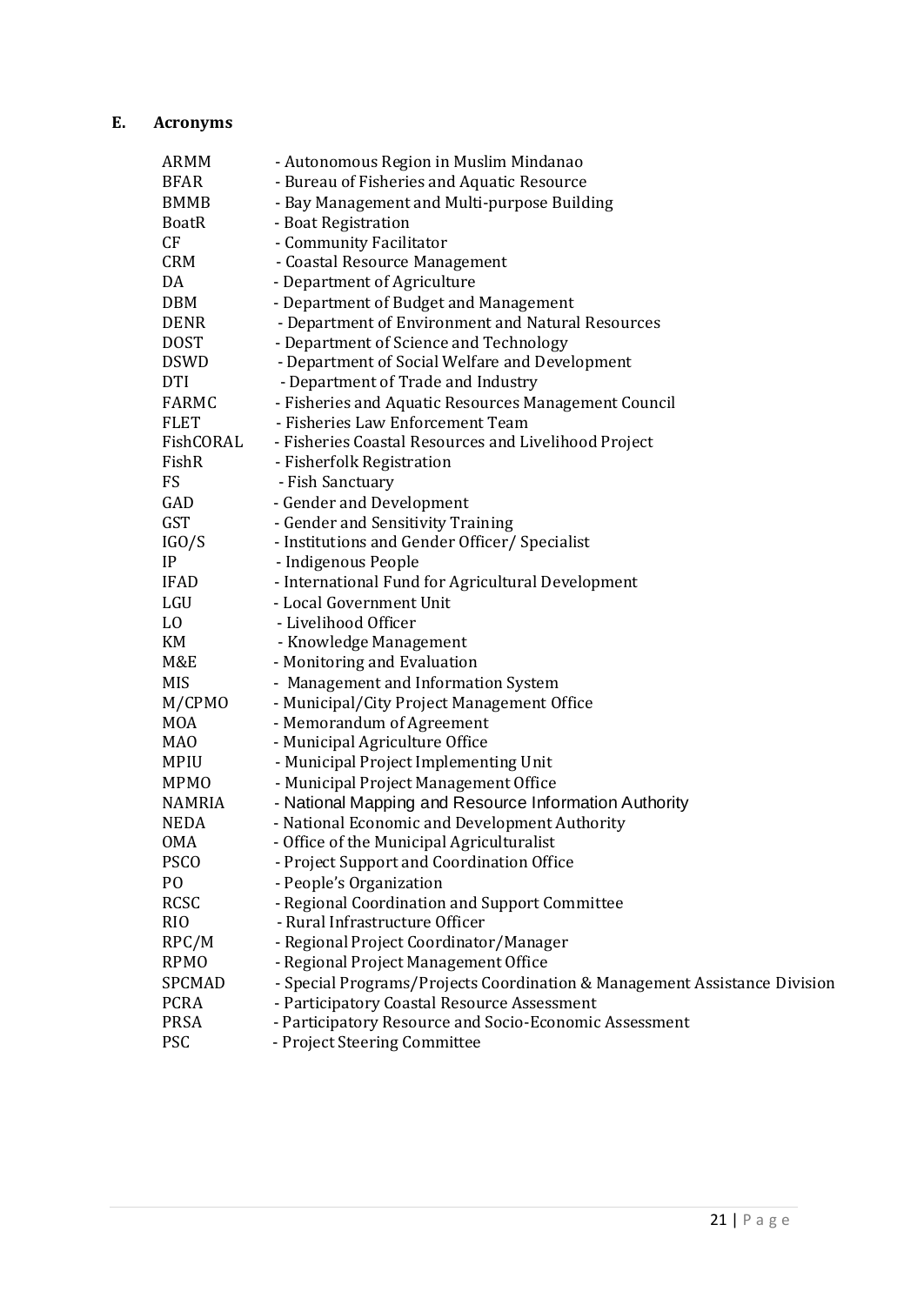## E. Acronyms

| | |
|---|---|
| ARMM | - Autonomous Region in Muslim Mindanao |
| BFAR | - Bureau of Fisheries and Aquatic Resource |
| BMMB | - Bay Management and Multi-purpose Building |
| BoatR | - Boat Registration |
| CF | - Community Facilitator |
| CRM | - Coastal Resource Management |
| DA | - Department of Agriculture |
| DBM | - Department of Budget and Management |
| DENR | - Department of Environment and Natural Resources |
| DOST | - Department of Science and Technology |
| DSWD | - Department of Social Welfare and Development |
| DTI | - Department of Trade and Industry |
| FARMC | - Fisheries and Aquatic Resources Management Council |
| FLET | - Fisheries Law Enforcement Team |
| FishCORAL | - Fisheries Coastal Resources and Livelihood Project |
| FishR | - Fisherfolk Registration |
| FS | - Fish Sanctuary |
| GAD | - Gender and Development |
| GST | - Gender and Sensitivity Training |
| IGO/S | - Institutions and Gender Officer/ Specialist |
| IP | - Indigenous People |
| IFAD | - International Fund for Agricultural Development |
| LGU | - Local Government Unit |
| LO | - Livelihood Officer |
| KM | - Knowledge Management |
| M&E | - Monitoring and Evaluation |
| MIS | - Management and Information System |
| M/CPMO | - Municipal/City Project Management Office |
| MOA | - Memorandum of Agreement |
| MAO | - Municipal Agriculture Office |
| MPIU | - Municipal Project Implementing Unit |
| MPMO | - Municipal Project Management Office |
| NAMRIA | - National Mapping and Resource Information Authority |
| NEDA | - National Economic and Development Authority |
| OMA | - Office of the Municipal Agriculturalist |
| PSCO | - Project Support and Coordination Office |
| PO | - People's Organization |
| RCSC | - Regional Coordination and Support Committee |
| RIO | - Rural Infrastructure Officer |
| RPC/M | - Regional Project Coordinator/Manager |
| RPMO | - Regional Project Management Office |
| SPCMAD | - Special Programs/Projects Coordination & Management Assistance Division |
| PCRA | - Participatory Coastal Resource Assessment |
| PRSA | - Participatory Resource and Socio-Economic Assessment |
| PSC | - Project Steering Committee |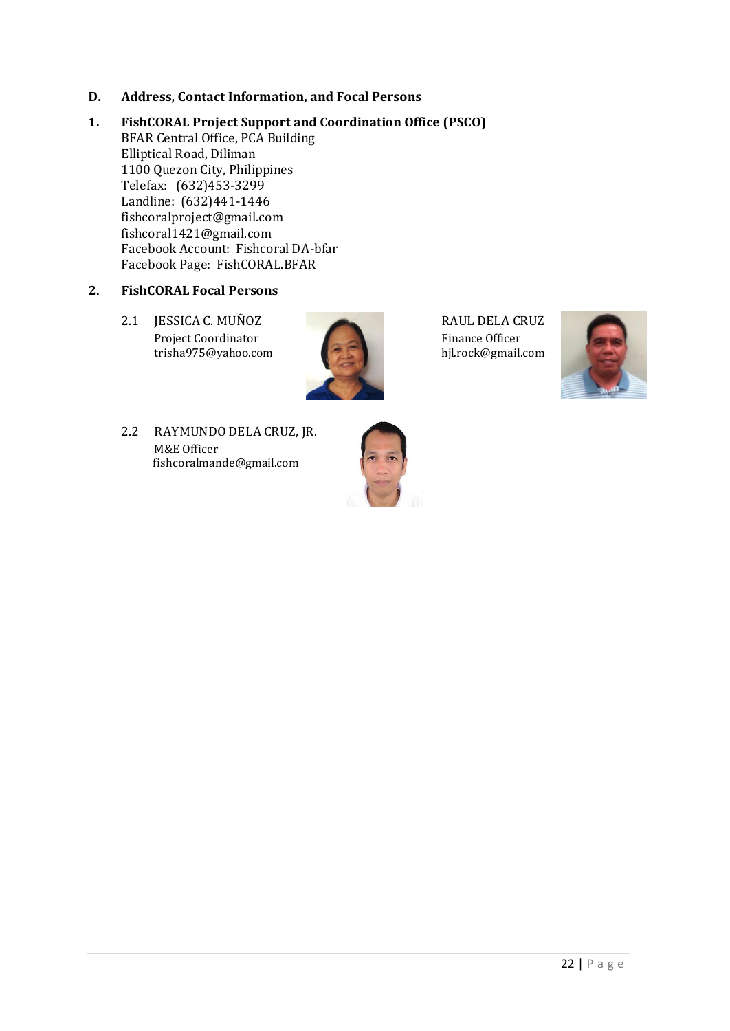## D. Address, Contact Information, and Focal Persons

### 1. FishCORAL Project Support and Coordination Office (PSCO)

BFAR Central Office, PCA Building
Elliptical Road, Diliman
1100 Quezon City, Philippines
Telefax: (632)453-3299
Landline: (632)441-1446
fishcoralproject@gmail.com
fishcoral1421@gmail.com
Facebook Account: Fishcoral DA-bfar
Facebook Page: FishCORAL.BFAR

### 2. FishCORAL Focal Persons

2.1 JESSICA C. MUÑOZ
Project Coordinator
trisha975@yahoo.com

RAUL DELA CRUZ
Finance Officer
hjl.rock@gmail.com

2.2 RAYMUNDO DELA CRUZ, JR.
M&E Officer
fishcoralmande@gmail.com